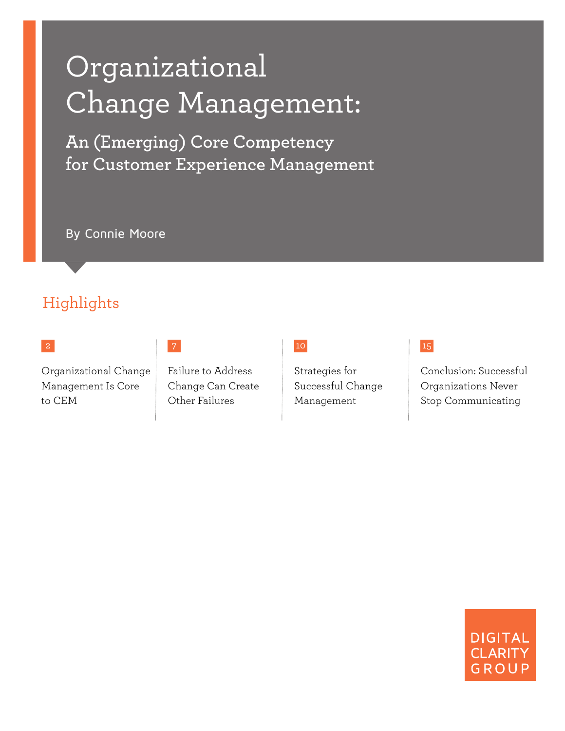# Organizational Change Management:

## An (Emerging) Core Competency for Customer Experience Management

By Connie Moore

## Highlights

**2** — Organizational Change Management Is Core to CEM

**7** — Failure to Address Change Can Create Other Failures

**10** — Strategies for Successful Change Management

**15** — Conclusion: Successful Organizations Never Stop Communicating

DIGITAL CLARITY GROUP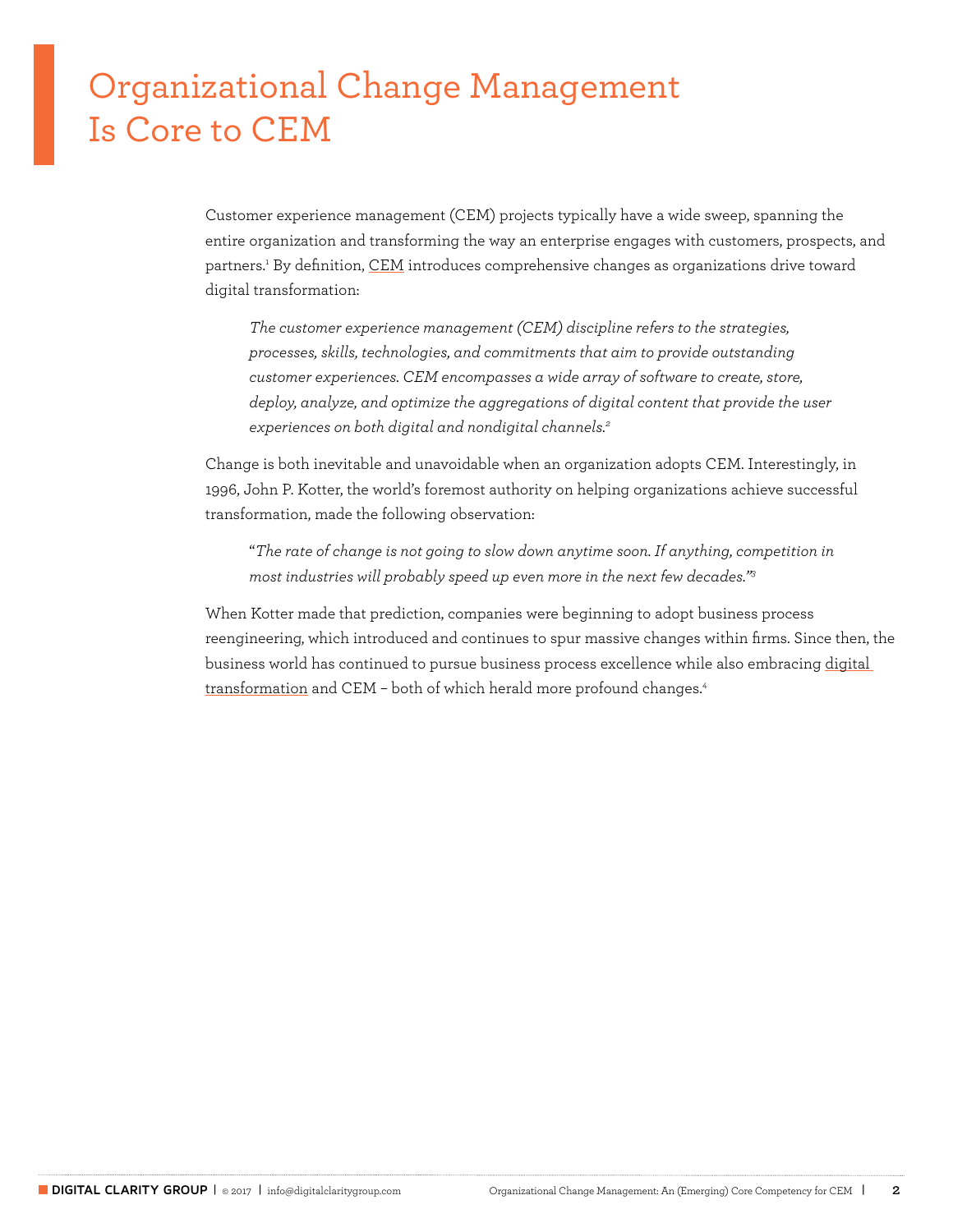# Organizational Change Management Is Core to CEM

Customer experience management (CEM) projects typically have a wide sweep, spanning the entire organization and transforming the way an enterprise engages with customers, prospects, and partners.[1] By definition, CEM introduces comprehensive changes as organizations drive toward digital transformation:

> *The customer experience management (CEM) discipline refers to the strategies, processes, skills, technologies, and commitments that aim to provide outstanding customer experiences. CEM encompasses a wide array of software to create, store, deploy, analyze, and optimize the aggregations of digital content that provide the user experiences on both digital and nondigital channels.*[2]

Change is both inevitable and unavoidable when an organization adopts CEM. Interestingly, in 1996, John P. Kotter, the world's foremost authority on helping organizations achieve successful transformation, made the following observation:

> "*The rate of change is not going to slow down anytime soon. If anything, competition in most industries will probably speed up even more in the next few decades.*"[3]

When Kotter made that prediction, companies were beginning to adopt business process reengineering, which introduced and continues to spur massive changes within firms. Since then, the business world has continued to pursue business process excellence while also embracing digital transformation and CEM – both of which herald more profound changes.[4]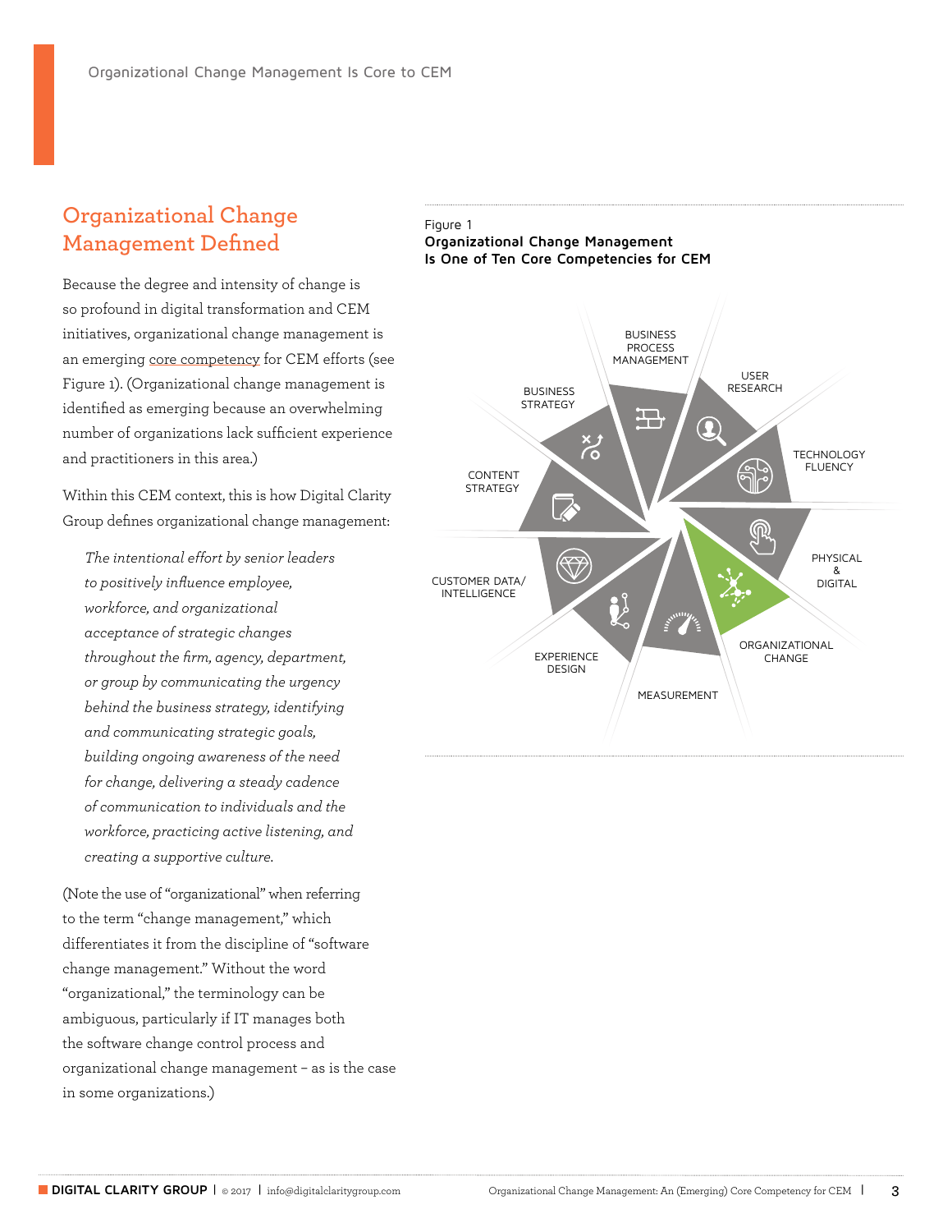## Organizational Change Management Defined

Because the degree and intensity of change is so profound in digital transformation and CEM initiatives, organizational change management is an emerging core competency for CEM efforts (see Figure 1). (Organizational change management is identified as emerging because an overwhelming number of organizations lack sufficient experience and practitioners in this area.)

Within this CEM context, this is how Digital Clarity Group defines organizational change management:

> *The intentional effort by senior leaders to positively influence employee, workforce, and organizational acceptance of strategic changes throughout the firm, agency, department, or group by communicating the urgency behind the business strategy, identifying and communicating strategic goals, building ongoing awareness of the need for change, delivering a steady cadence of communication to individuals and the workforce, practicing active listening, and creating a supportive culture.*

(Note the use of "organizational" when referring to the term "change management," which differentiates it from the discipline of "software change management." Without the word "organizational," the terminology can be ambiguous, particularly if IT manages both the software change control process and organizational change management – as is the case in some organizations.)

Figure 1
**Organizational Change Management Is One of Ten Core Competencies for CEM**

BUSINESS PROCESS MANAGEMENT
USER RESEARCH
TECHNOLOGY FLUENCY
PHYSICAL & DIGITAL
ORGANIZATIONAL CHANGE
MEASUREMENT
EXPERIENCE DESIGN
CUSTOMER DATA/ INTELLIGENCE
CONTENT STRATEGY
BUSINESS STRATEGY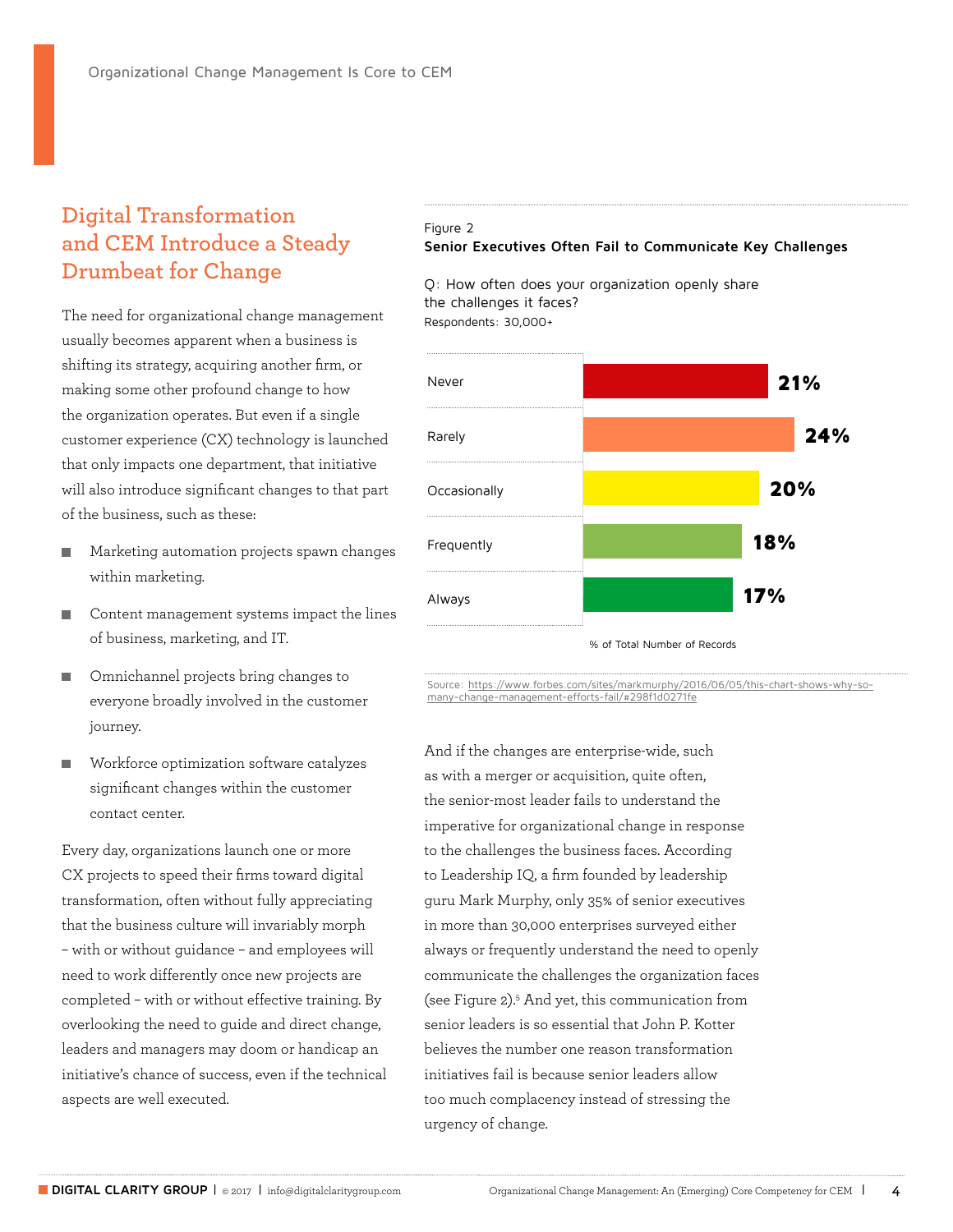## Digital Transformation and CEM Introduce a Steady Drumbeat for Change

The need for organizational change management usually becomes apparent when a business is shifting its strategy, acquiring another firm, or making some other profound change to how the organization operates. But even if a single customer experience (CX) technology is launched that only impacts one department, that initiative will also introduce significant changes to that part of the business, such as these:

- Marketing automation projects spawn changes within marketing.
- Content management systems impact the lines of business, marketing, and IT.
- Omnichannel projects bring changes to everyone broadly involved in the customer journey.
- Workforce optimization software catalyzes significant changes within the customer contact center.

Every day, organizations launch one or more CX projects to speed their firms toward digital transformation, often without fully appreciating that the business culture will invariably morph – with or without guidance – and employees will need to work differently once new projects are completed – with or without effective training. By overlooking the need to guide and direct change, leaders and managers may doom or handicap an initiative's chance of success, even if the technical aspects are well executed.

Figure 2
**Senior Executives Often Fail to Communicate Key Challenges**

Q: How often does your organization openly share the challenges it faces?
Respondents: 30,000+

| Response | % of Total Number of Records |
|---|---|
| Never | 21% |
| Rarely | 24% |
| Occasionally | 20% |
| Frequently | 18% |
| Always | 17% |

Source: https://www.forbes.com/sites/markmurphy/2016/06/05/this-chart-shows-why-so-many-change-management-efforts-fail/#298f1d0271fe

And if the changes are enterprise-wide, such as with a merger or acquisition, quite often, the senior-most leader fails to understand the imperative for organizational change in response to the challenges the business faces. According to Leadership IQ, a firm founded by leadership guru Mark Murphy, only 35% of senior executives in more than 30,000 enterprises surveyed either always or frequently understand the need to openly communicate the challenges the organization faces (see Figure 2).[5] And yet, this communication from senior leaders is so essential that John P. Kotter believes the number one reason transformation initiatives fail is because senior leaders allow too much complacency instead of stressing the urgency of change.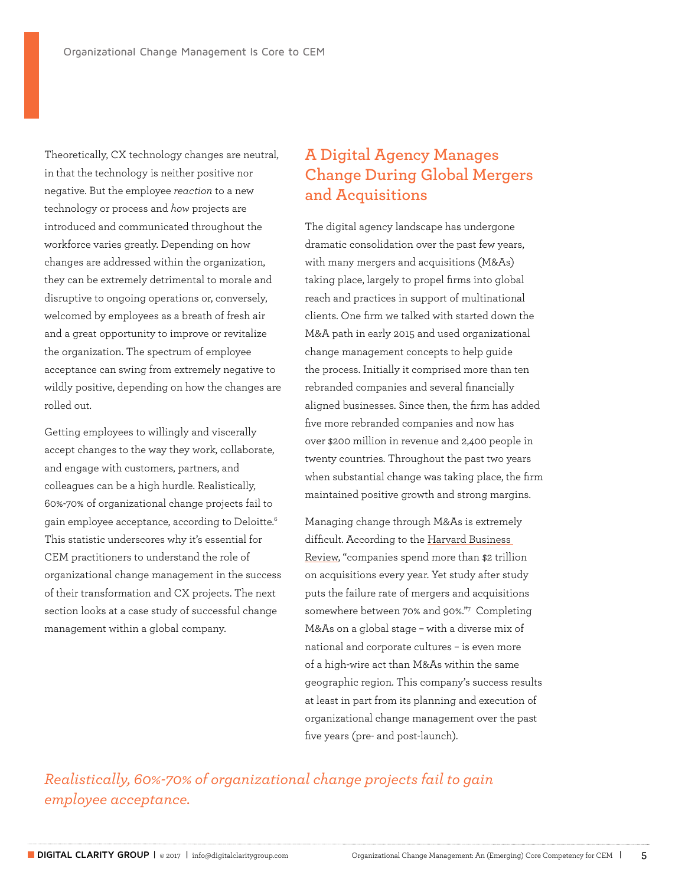Theoretically, CX technology changes are neutral, in that the technology is neither positive nor negative. But the employee *reaction* to a new technology or process and *how* projects are introduced and communicated throughout the workforce varies greatly. Depending on how changes are addressed within the organization, they can be extremely detrimental to morale and disruptive to ongoing operations or, conversely, welcomed by employees as a breath of fresh air and a great opportunity to improve or revitalize the organization. The spectrum of employee acceptance can swing from extremely negative to wildly positive, depending on how the changes are rolled out.

Getting employees to willingly and viscerally accept changes to the way they work, collaborate, and engage with customers, partners, and colleagues can be a high hurdle. Realistically, 60%-70% of organizational change projects fail to gain employee acceptance, according to Deloitte.[6] This statistic underscores why it's essential for CEM practitioners to understand the role of organizational change management in the success of their transformation and CX projects. The next section looks at a case study of successful change management within a global company.

## A Digital Agency Manages Change During Global Mergers and Acquisitions

The digital agency landscape has undergone dramatic consolidation over the past few years, with many mergers and acquisitions (M&As) taking place, largely to propel firms into global reach and practices in support of multinational clients. One firm we talked with started down the M&A path in early 2015 and used organizational change management concepts to help guide the process. Initially it comprised more than ten rebranded companies and several financially aligned businesses. Since then, the firm has added five more rebranded companies and now has over $200 million in revenue and 2,400 people in twenty countries. Throughout the past two years when substantial change was taking place, the firm maintained positive growth and strong margins.

Managing change through M&As is extremely difficult. According to the Harvard Business Review, "companies spend more than $2 trillion on acquisitions every year. Yet study after study puts the failure rate of mergers and acquisitions somewhere between 70% and 90%."[7] Completing M&As on a global stage – with a diverse mix of national and corporate cultures – is even more of a high-wire act than M&As within the same geographic region. This company's success results at least in part from its planning and execution of organizational change management over the past five years (pre- and post-launch).

*Realistically, 60%-70% of organizational change projects fail to gain employee acceptance.*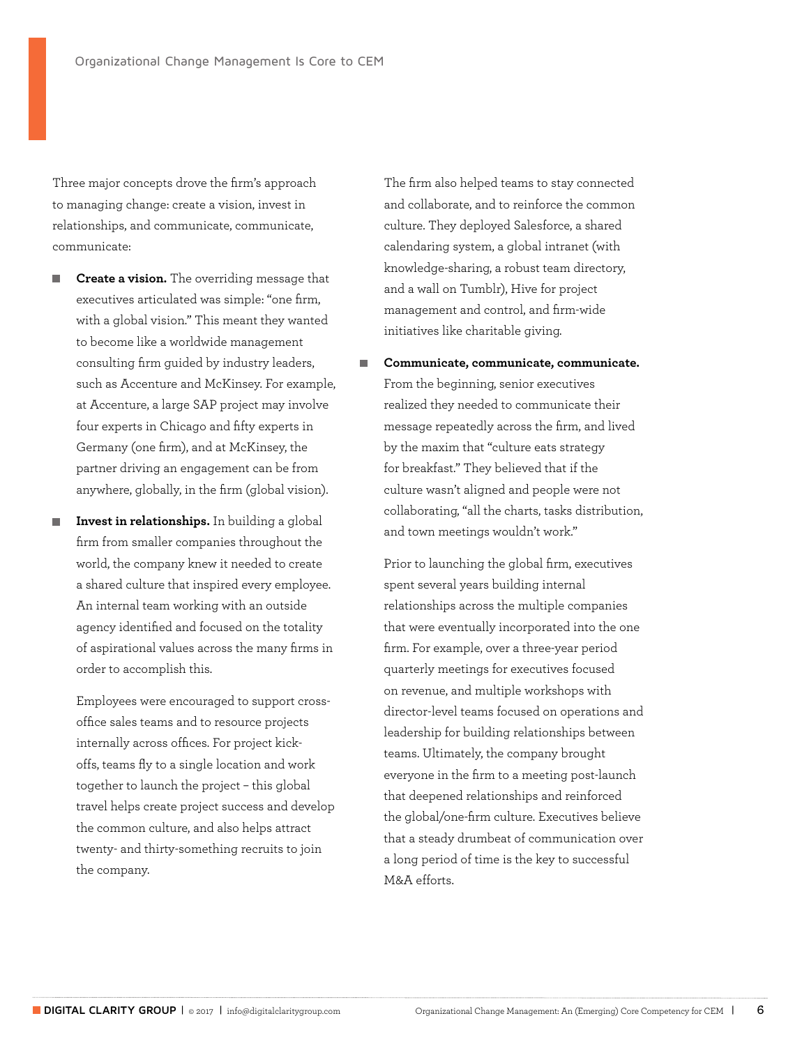Three major concepts drove the firm's approach to managing change: create a vision, invest in relationships, and communicate, communicate, communicate:

- **Create a vision.** The overriding message that executives articulated was simple: "one firm, with a global vision." This meant they wanted to become like a worldwide management consulting firm guided by industry leaders, such as Accenture and McKinsey. For example, at Accenture, a large SAP project may involve four experts in Chicago and fifty experts in Germany (one firm), and at McKinsey, the partner driving an engagement can be from anywhere, globally, in the firm (global vision).

- **Invest in relationships.** In building a global firm from smaller companies throughout the world, the company knew it needed to create a shared culture that inspired every employee. An internal team working with an outside agency identified and focused on the totality of aspirational values across the many firms in order to accomplish this.

  Employees were encouraged to support cross-office sales teams and to resource projects internally across offices. For project kick-offs, teams fly to a single location and work together to launch the project – this global travel helps create project success and develop the common culture, and also helps attract twenty- and thirty-something recruits to join the company.

  The firm also helped teams to stay connected and collaborate, and to reinforce the common culture. They deployed Salesforce, a shared calendaring system, a global intranet (with knowledge-sharing, a robust team directory, and a wall on Tumblr), Hive for project management and control, and firm-wide initiatives like charitable giving.

- **Communicate, communicate, communicate.** From the beginning, senior executives realized they needed to communicate their message repeatedly across the firm, and lived by the maxim that "culture eats strategy for breakfast." They believed that if the culture wasn't aligned and people were not collaborating, "all the charts, tasks distribution, and town meetings wouldn't work."

  Prior to launching the global firm, executives spent several years building internal relationships across the multiple companies that were eventually incorporated into the one firm. For example, over a three-year period quarterly meetings for executives focused on revenue, and multiple workshops with director-level teams focused on operations and leadership for building relationships between teams. Ultimately, the company brought everyone in the firm to a meeting post-launch that deepened relationships and reinforced the global/one-firm culture. Executives believe that a steady drumbeat of communication over a long period of time is the key to successful M&A efforts.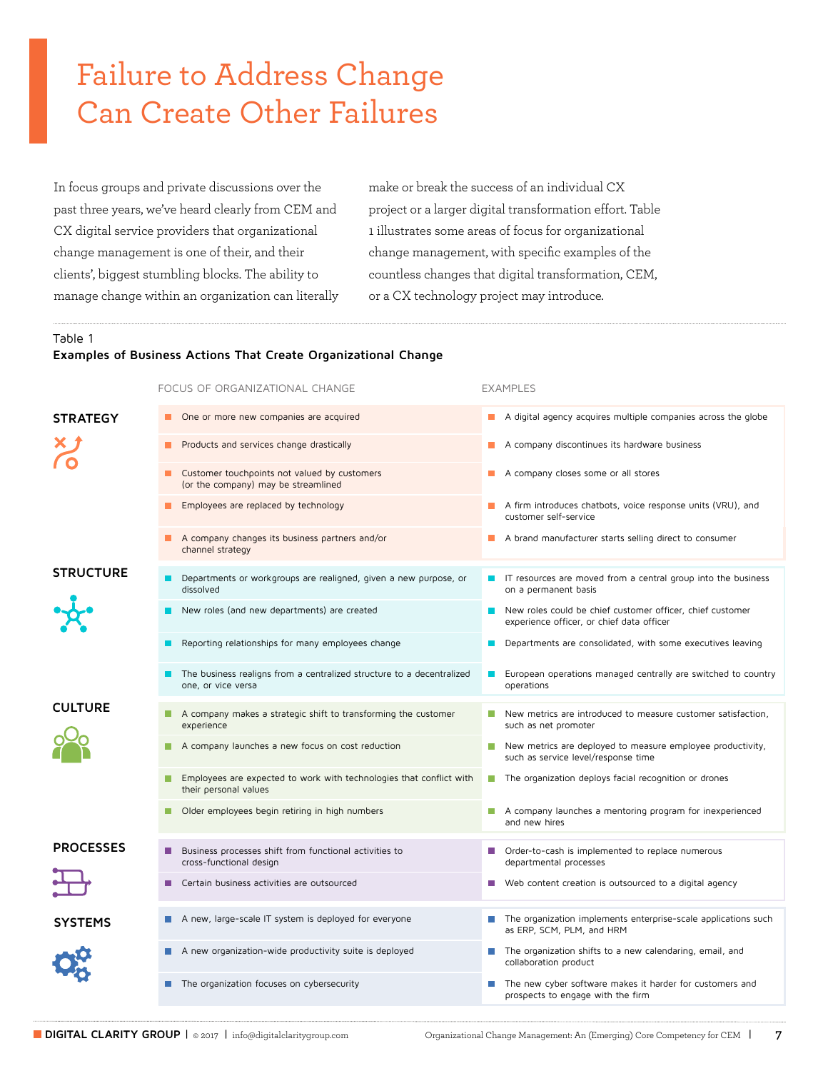# Failure to Address Change Can Create Other Failures

In focus groups and private discussions over the past three years, we've heard clearly from CEM and CX digital service providers that organizational change management is one of their, and their clients', biggest stumbling blocks. The ability to manage change within an organization can literally make or break the success of an individual CX project or a larger digital transformation effort. Table 1 illustrates some areas of focus for organizational change management, with specific examples of the countless changes that digital transformation, CEM, or a CX technology project may introduce.

Table 1

**Examples of Business Actions That Create Organizational Change**

| | FOCUS OF ORGANIZATIONAL CHANGE | EXAMPLES |
|---|---|---|
| **STRATEGY** | One or more new companies are acquired | A digital agency acquires multiple companies across the globe |
| | Products and services change drastically | A company discontinues its hardware business |
| | Customer touchpoints not valued by customers (or the company) may be streamlined | A company closes some or all stores |
| | Employees are replaced by technology | A firm introduces chatbots, voice response units (VRU), and customer self-service |
| | A company changes its business partners and/or channel strategy | A brand manufacturer starts selling direct to consumer |
| **STRUCTURE** | Departments or workgroups are realigned, given a new purpose, or dissolved | IT resources are moved from a central group into the business on a permanent basis |
| | New roles (and new departments) are created | New roles could be chief customer officer, chief customer experience officer, or chief data officer |
| | Reporting relationships for many employees change | Departments are consolidated, with some executives leaving |
| | The business realigns from a centralized structure to a decentralized one, or vice versa | European operations managed centrally are switched to country operations |
| **CULTURE** | A company makes a strategic shift to transforming the customer experience | New metrics are introduced to measure customer satisfaction, such as net promoter |
| | A company launches a new focus on cost reduction | New metrics are deployed to measure employee productivity, such as service level/response time |
| | Employees are expected to work with technologies that conflict with their personal values | The organization deploys facial recognition or drones |
| | Older employees begin retiring in high numbers | A company launches a mentoring program for inexperienced and new hires |
| **PROCESSES** | Business processes shift from functional activities to cross-functional design | Order-to-cash is implemented to replace numerous departmental processes |
| | Certain business activities are outsourced | Web content creation is outsourced to a digital agency |
| **SYSTEMS** | A new, large-scale IT system is deployed for everyone | The organization implements enterprise-scale applications such as ERP, SCM, PLM, and HRM |
| | A new organization-wide productivity suite is deployed | The organization shifts to a new calendaring, email, and collaboration product |
| | The organization focuses on cybersecurity | The new cyber software makes it harder for customers and prospects to engage with the firm |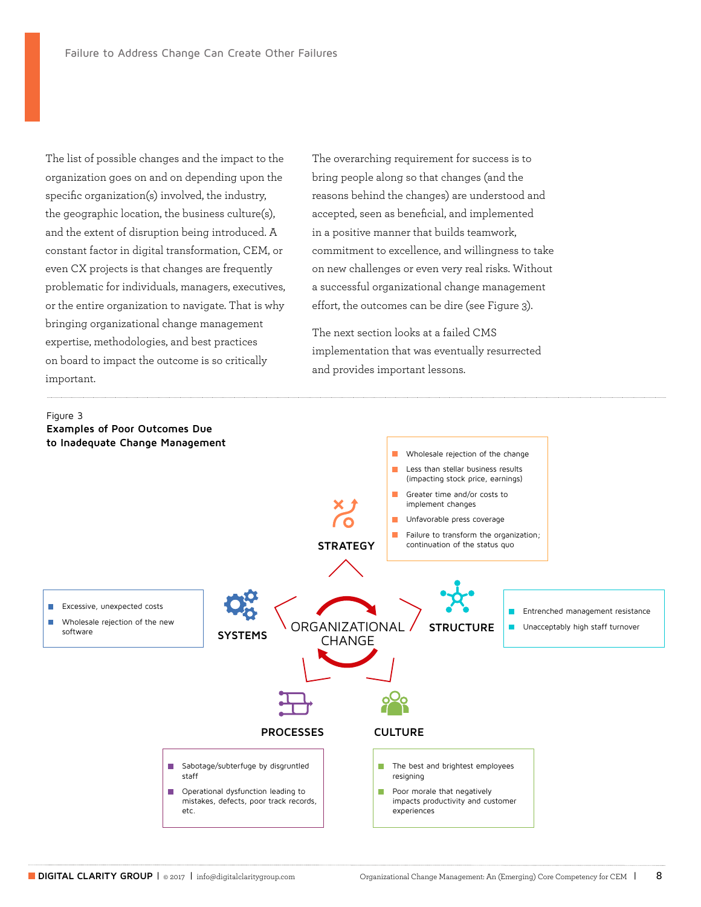## Failure to Address Change Can Create Other Failures

The list of possible changes and the impact to the organization goes on and on depending upon the specific organization(s) involved, the industry, the geographic location, the business culture(s), and the extent of disruption being introduced. A constant factor in digital transformation, CEM, or even CX projects is that changes are frequently problematic for individuals, managers, executives, or the entire organization to navigate. That is why bringing organizational change management expertise, methodologies, and best practices on board to impact the outcome is so critically important.

The overarching requirement for success is to bring people along so that changes (and the reasons behind the changes) are understood and accepted, seen as beneficial, and implemented in a positive manner that builds teamwork, commitment to excellence, and willingness to take on new challenges or even very real risks. Without a successful organizational change management effort, the outcomes can be dire (see Figure 3).

The next section looks at a failed CMS implementation that was eventually resurrected and provides important lessons.

Figure 3
**Examples of Poor Outcomes Due to Inadequate Change Management**

**ORGANIZATIONAL CHANGE**

**STRATEGY**
- Wholesale rejection of the change
- Less than stellar business results (impacting stock price, earnings)
- Greater time and/or costs to implement changes
- Unfavorable press coverage
- Failure to transform the organization; continuation of the status quo

**STRUCTURE**
- Entrenched management resistance
- Unacceptably high staff turnover

**CULTURE**
- The best and brightest employees resigning
- Poor morale that negatively impacts productivity and customer experiences

**PROCESSES**
- Sabotage/subterfuge by disgruntled staff
- Operational dysfunction leading to mistakes, defects, poor track records, etc.

**SYSTEMS**
- Excessive, unexpected costs
- Wholesale rejection of the new software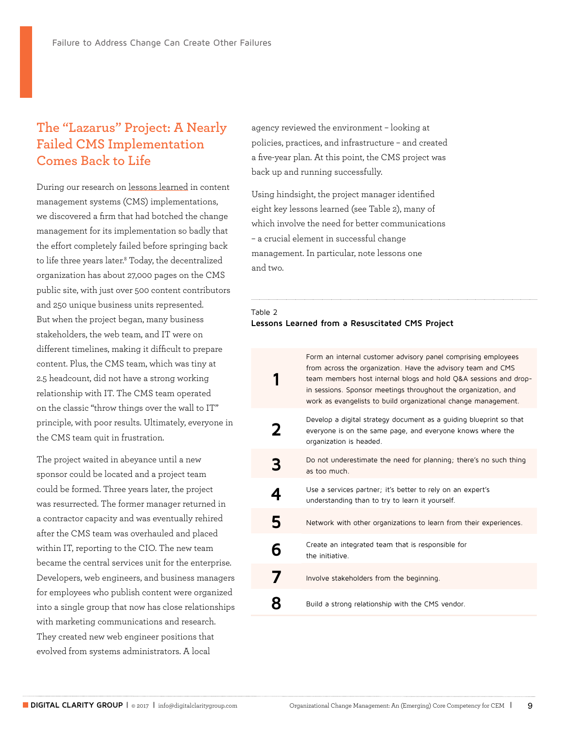## The "Lazarus" Project: A Nearly Failed CMS Implementation Comes Back to Life

During our research on lessons learned in content management systems (CMS) implementations, we discovered a firm that had botched the change management for its implementation so badly that the effort completely failed before springing back to life three years later.[8] Today, the decentralized organization has about 27,000 pages on the CMS public site, with just over 500 content contributors and 250 unique business units represented. But when the project began, many business stakeholders, the web team, and IT were on different timelines, making it difficult to prepare content. Plus, the CMS team, which was tiny at 2.5 headcount, did not have a strong working relationship with IT. The CMS team operated on the classic "throw things over the wall to IT" principle, with poor results. Ultimately, everyone in the CMS team quit in frustration.

The project waited in abeyance until a new sponsor could be located and a project team could be formed. Three years later, the project was resurrected. The former manager returned in a contractor capacity and was eventually rehired after the CMS team was overhauled and placed within IT, reporting to the CIO. The new team became the central services unit for the enterprise. Developers, web engineers, and business managers for employees who publish content were organized into a single group that now has close relationships with marketing communications and research. They created new web engineer positions that evolved from systems administrators. A local agency reviewed the environment – looking at policies, practices, and infrastructure – and created a five-year plan. At this point, the CMS project was back up and running successfully.

Using hindsight, the project manager identified eight key lessons learned (see Table 2), many of which involve the need for better communications – a crucial element in successful change management. In particular, note lessons one and two.

Table 2
**Lessons Learned from a Resuscitated CMS Project**

| | |
|---|---|
| **1** | Form an internal customer advisory panel comprising employees from across the organization. Have the advisory team and CMS team members host internal blogs and hold Q&A sessions and drop-in sessions. Sponsor meetings throughout the organization, and work as evangelists to build organizational change management. |
| **2** | Develop a digital strategy document as a guiding blueprint so that everyone is on the same page, and everyone knows where the organization is headed. |
| **3** | Do not underestimate the need for planning; there's no such thing as too much. |
| **4** | Use a services partner; it's better to rely on an expert's understanding than to try to learn it yourself. |
| **5** | Network with other organizations to learn from their experiences. |
| **6** | Create an integrated team that is responsible for the initiative. |
| **7** | Involve stakeholders from the beginning. |
| **8** | Build a strong relationship with the CMS vendor. |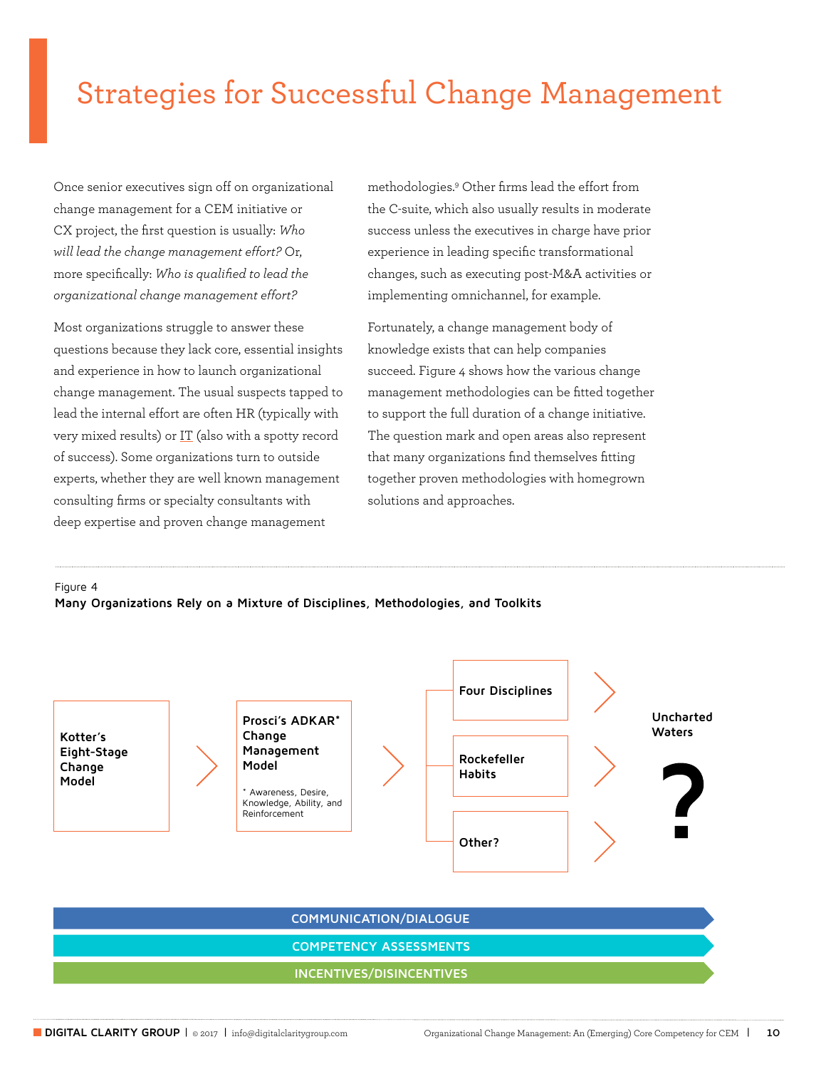# Strategies for Successful Change Management

Once senior executives sign off on organizational change management for a CEM initiative or CX project, the first question is usually: *Who will lead the change management effort?* Or, more specifically: *Who is qualified to lead the organizational change management effort?*

Most organizations struggle to answer these questions because they lack core, essential insights and experience in how to launch organizational change management. The usual suspects tapped to lead the internal effort are often HR (typically with very mixed results) or IT (also with a spotty record of success). Some organizations turn to outside experts, whether they are well known management consulting firms or specialty consultants with deep expertise and proven change management methodologies.[9] Other firms lead the effort from the C-suite, which also usually results in moderate success unless the executives in charge have prior experience in leading specific transformational changes, such as executing post-M&A activities or implementing omnichannel, for example.

Fortunately, a change management body of knowledge exists that can help companies succeed. Figure 4 shows how the various change management methodologies can be fitted together to support the full duration of a change initiative. The question mark and open areas also represent that many organizations find themselves fitting together proven methodologies with homegrown solutions and approaches.

Figure 4
**Many Organizations Rely on a Mixture of Disciplines, Methodologies, and Toolkits**

**Kotter's Eight-Stage Change Model** > **Prosci's ADKAR* Change Management Model** > **Four Disciplines** / **Rockefeller Habits** / **Other?** > **Uncharted Waters ?**

\* Awareness, Desire, Knowledge, Ability, and Reinforcement

COMMUNICATION/DIALOGUE

COMPETENCY ASSESSMENTS

INCENTIVES/DISINCENTIVES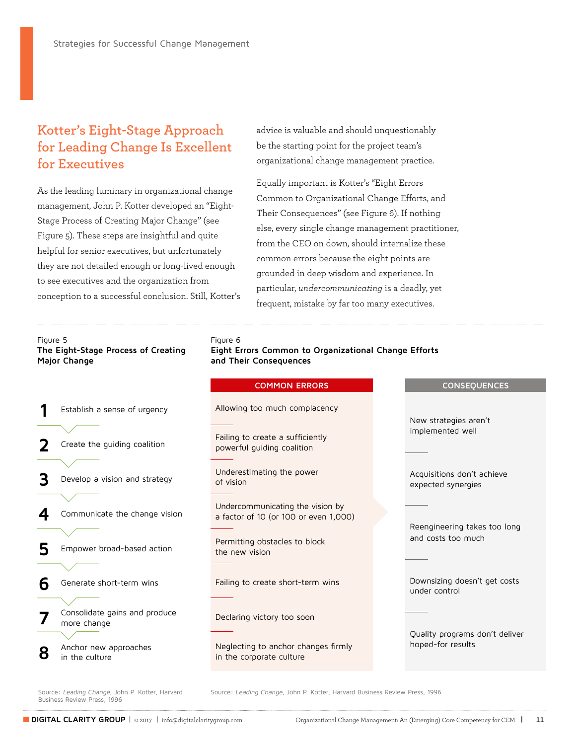## Kotter's Eight-Stage Approach for Leading Change Is Excellent for Executives

As the leading luminary in organizational change management, John P. Kotter developed an "Eight-Stage Process of Creating Major Change" (see Figure 5). These steps are insightful and quite helpful for senior executives, but unfortunately they are not detailed enough or long-lived enough to see executives and the organization from conception to a successful conclusion. Still, Kotter's advice is valuable and should unquestionably be the starting point for the project team's organizational change management practice.

Equally important is Kotter's "Eight Errors Common to Organizational Change Efforts, and Their Consequences" (see Figure 6). If nothing else, every single change management practitioner, from the CEO on down, should internalize these common errors because the eight points are grounded in deep wisdom and experience. In particular, *undercommunicating* is a deadly, yet frequent, mistake by far too many executives.

Figure 5
**The Eight-Stage Process of Creating Major Change**

1. Establish a sense of urgency
2. Create the guiding coalition
3. Develop a vision and strategy
4. Communicate the change vision
5. Empower broad-based action
6. Generate short-term wins
7. Consolidate gains and produce more change
8. Anchor new approaches in the culture

Source: *Leading Change*, John P. Kotter, Harvard Business Review Press, 1996

Figure 6
**Eight Errors Common to Organizational Change Efforts and Their Consequences**

| COMMON ERRORS | CONSEQUENCES |
|---|---|
| Allowing too much complacency | New strategies aren't implemented well |
| Failing to create a sufficiently powerful guiding coalition | Acquisitions don't achieve expected synergies |
| Underestimating the power of vision | Reengineering takes too long and costs too much |
| Undercommunicating the vision by a factor of 10 (or 100 or even 1,000) | Downsizing doesn't get costs under control |
| Permitting obstacles to block the new vision | Quality programs don't deliver hoped-for results |
| Failing to create short-term wins | |
| Declaring victory too soon | |
| Neglecting to anchor changes firmly in the corporate culture | |

Source: *Leading Change*, John P. Kotter, Harvard Business Review Press, 1996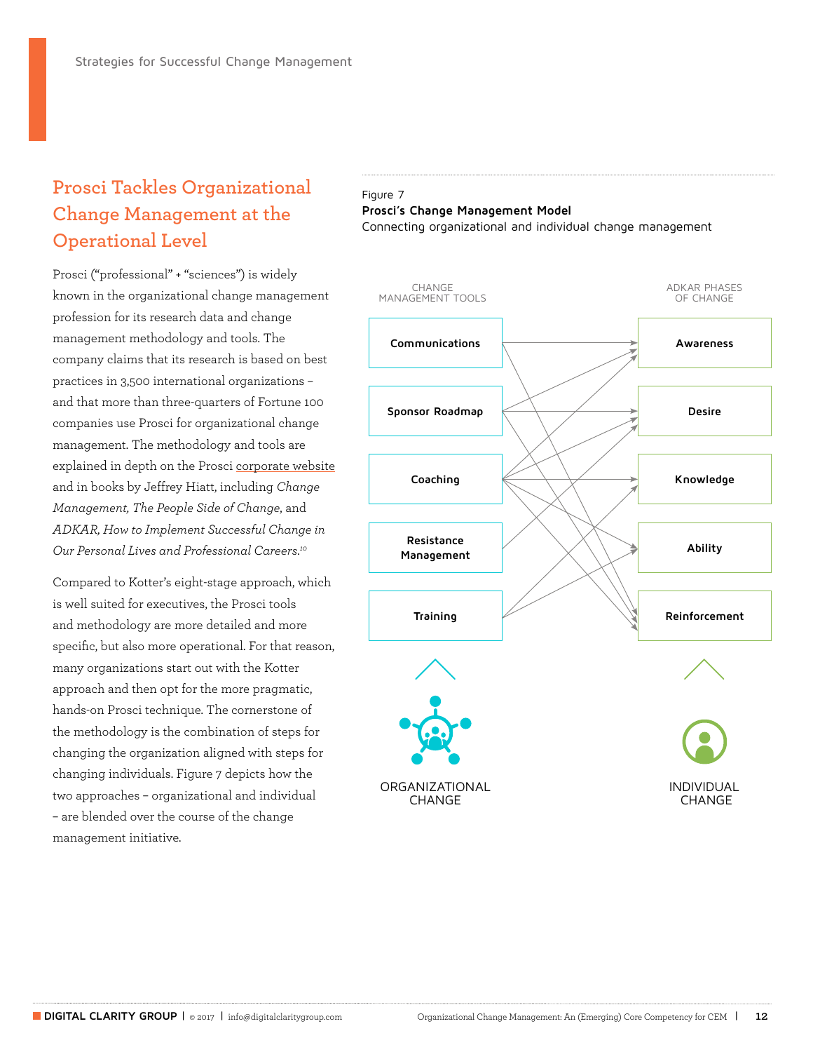## Prosci Tackles Organizational Change Management at the Operational Level

Prosci ("professional" + "sciences") is widely known in the organizational change management profession for its research data and change management methodology and tools. The company claims that its research is based on best practices in 3,500 international organizations – and that more than three-quarters of Fortune 100 companies use Prosci for organizational change management. The methodology and tools are explained in depth on the Prosci corporate website and in books by Jeffrey Hiatt, including *Change Management, The People Side of Change*, and *ADKAR, How to Implement Successful Change in Our Personal Lives and Professional Careers.*[10]

Compared to Kotter's eight-stage approach, which is well suited for executives, the Prosci tools and methodology are more detailed and more specific, but also more operational. For that reason, many organizations start out with the Kotter approach and then opt for the more pragmatic, hands-on Prosci technique. The cornerstone of the methodology is the combination of steps for changing the organization aligned with steps for changing individuals. Figure 7 depicts how the two approaches – organizational and individual – are blended over the course of the change management initiative.

Figure 7
**Prosci's Change Management Model**
Connecting organizational and individual change management

| CHANGE MANAGEMENT TOOLS | ADKAR PHASES OF CHANGE |
|---|---|
| Communications | Awareness |
| Sponsor Roadmap | Desire |
| Coaching | Knowledge |
| Resistance Management | Ability |
| Training | Reinforcement |
| ORGANIZATIONAL CHANGE | INDIVIDUAL CHANGE |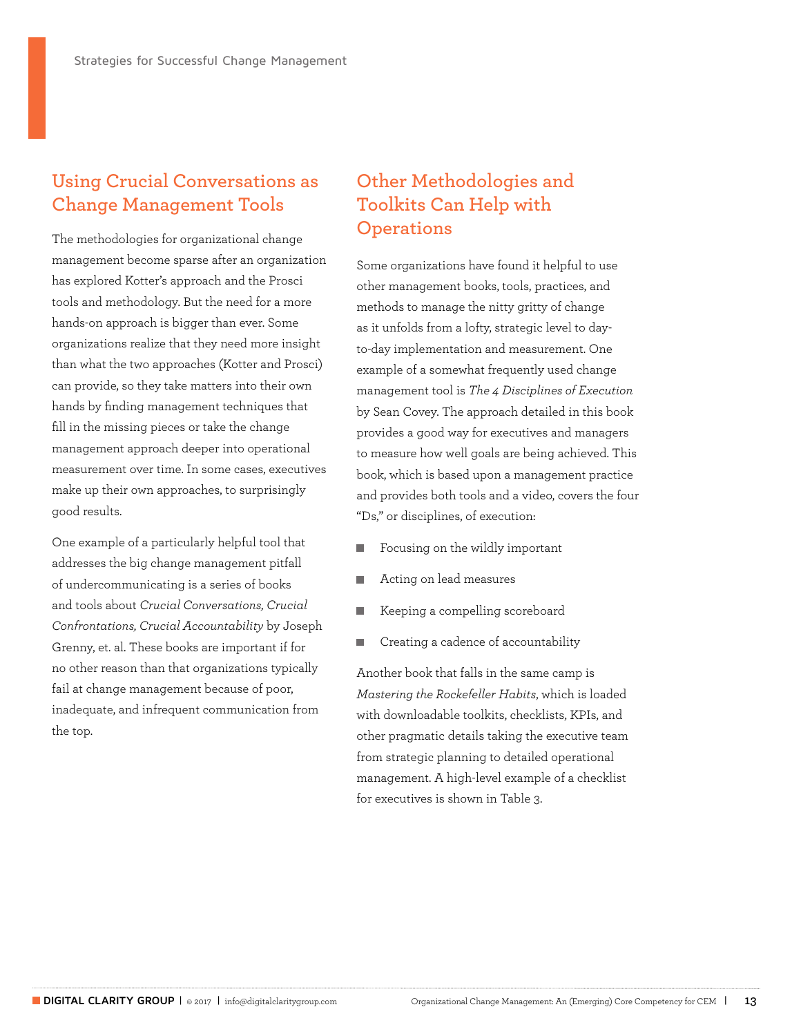## Using Crucial Conversations as Change Management Tools

The methodologies for organizational change management become sparse after an organization has explored Kotter's approach and the Prosci tools and methodology. But the need for a more hands-on approach is bigger than ever. Some organizations realize that they need more insight than what the two approaches (Kotter and Prosci) can provide, so they take matters into their own hands by finding management techniques that fill in the missing pieces or take the change management approach deeper into operational measurement over time. In some cases, executives make up their own approaches, to surprisingly good results.

One example of a particularly helpful tool that addresses the big change management pitfall of undercommunicating is a series of books and tools about *Crucial Conversations, Crucial Confrontations, Crucial Accountability* by Joseph Grenny, et. al. These books are important if for no other reason than that organizations typically fail at change management because of poor, inadequate, and infrequent communication from the top.

## Other Methodologies and Toolkits Can Help with Operations

Some organizations have found it helpful to use other management books, tools, practices, and methods to manage the nitty gritty of change as it unfolds from a lofty, strategic level to day-to-day implementation and measurement. One example of a somewhat frequently used change management tool is *The 4 Disciplines of Execution* by Sean Covey. The approach detailed in this book provides a good way for executives and managers to measure how well goals are being achieved. This book, which is based upon a management practice and provides both tools and a video, covers the four "Ds," or disciplines, of execution:

- Focusing on the wildly important
- Acting on lead measures
- Keeping a compelling scoreboard
- Creating a cadence of accountability

Another book that falls in the same camp is *Mastering the Rockefeller Habits*, which is loaded with downloadable toolkits, checklists, KPIs, and other pragmatic details taking the executive team from strategic planning to detailed operational management. A high-level example of a checklist for executives is shown in Table 3.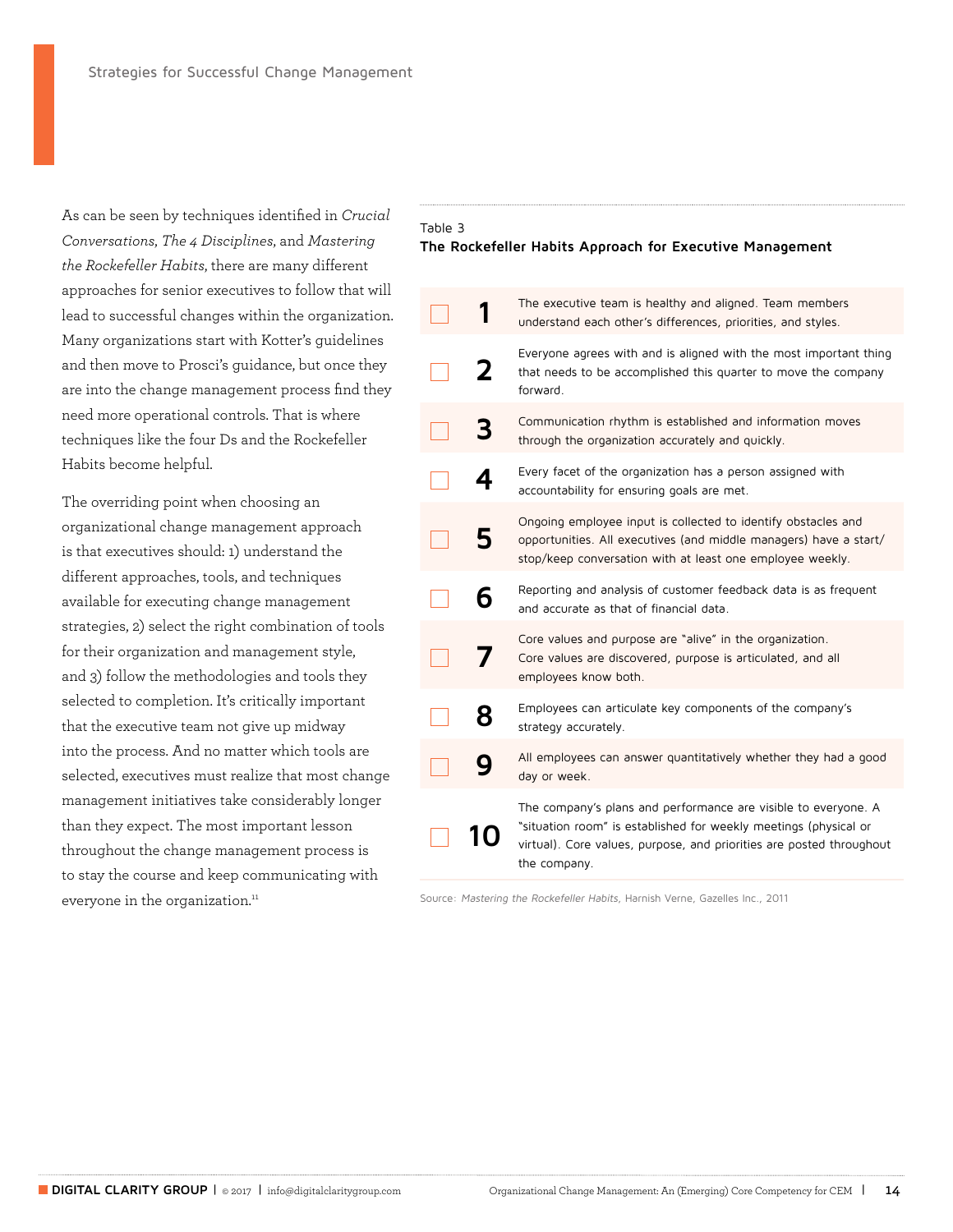As can be seen by techniques identified in *Crucial Conversations*, *The 4 Disciplines*, and *Mastering the Rockefeller Habits*, there are many different approaches for senior executives to follow that will lead to successful changes within the organization. Many organizations start with Kotter's guidelines and then move to Prosci's guidance, but once they are into the change management process find they need more operational controls. That is where techniques like the four Ds and the Rockefeller Habits become helpful.

The overriding point when choosing an organizational change management approach is that executives should: 1) understand the different approaches, tools, and techniques available for executing change management strategies, 2) select the right combination of tools for their organization and management style, and 3) follow the methodologies and tools they selected to completion. It's critically important that the executive team not give up midway into the process. And no matter which tools are selected, executives must realize that most change management initiatives take considerably longer than they expect. The most important lesson throughout the change management process is to stay the course and keep communicating with everyone in the organization.[11]

Table 3
**The Rockefeller Habits Approach for Executive Management**

| | # | Habit |
|---|---|---|
| ☐ | **1** | The executive team is healthy and aligned. Team members understand each other's differences, priorities, and styles. |
| ☐ | **2** | Everyone agrees with and is aligned with the most important thing that needs to be accomplished this quarter to move the company forward. |
| ☐ | **3** | Communication rhythm is established and information moves through the organization accurately and quickly. |
| ☐ | **4** | Every facet of the organization has a person assigned with accountability for ensuring goals are met. |
| ☐ | **5** | Ongoing employee input is collected to identify obstacles and opportunities. All executives (and middle managers) have a start/stop/keep conversation with at least one employee weekly. |
| ☐ | **6** | Reporting and analysis of customer feedback data is as frequent and accurate as that of financial data. |
| ☐ | **7** | Core values and purpose are "alive" in the organization. Core values are discovered, purpose is articulated, and all employees know both. |
| ☐ | **8** | Employees can articulate key components of the company's strategy accurately. |
| ☐ | **9** | All employees can answer quantitatively whether they had a good day or week. |
| ☐ | **10** | The company's plans and performance are visible to everyone. A "situation room" is established for weekly meetings (physical or virtual). Core values, purpose, and priorities are posted throughout the company. |

Source: *Mastering the Rockefeller Habits*, Harnish Verne, Gazelles Inc., 2011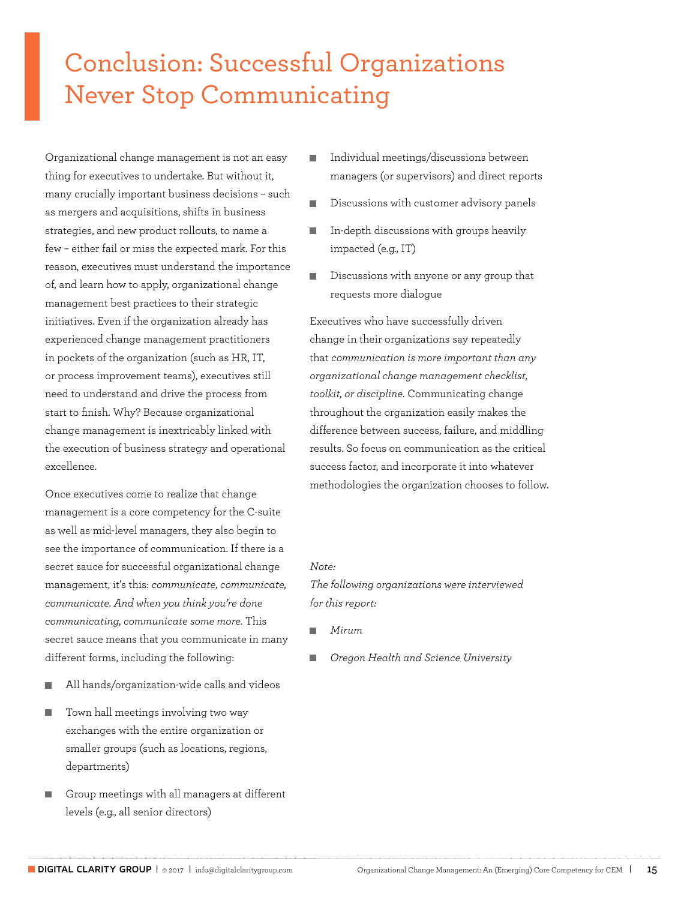# Conclusion: Successful Organizations Never Stop Communicating

Organizational change management is not an easy thing for executives to undertake. But without it, many crucially important business decisions – such as mergers and acquisitions, shifts in business strategies, and new product rollouts, to name a few – either fail or miss the expected mark. For this reason, executives must understand the importance of, and learn how to apply, organizational change management best practices to their strategic initiatives. Even if the organization already has experienced change management practitioners in pockets of the organization (such as HR, IT, or process improvement teams), executives still need to understand and drive the process from start to finish. Why? Because organizational change management is inextricably linked with the execution of business strategy and operational excellence.

Once executives come to realize that change management is a core competency for the C-suite as well as mid-level managers, they also begin to see the importance of communication. If there is a secret sauce for successful organizational change management, it's this: *communicate, communicate, communicate. And when you think you're done communicating, communicate some more.* This secret sauce means that you communicate in many different forms, including the following:

- All hands/organization-wide calls and videos
- Town hall meetings involving two way exchanges with the entire organization or smaller groups (such as locations, regions, departments)
- Group meetings with all managers at different levels (e.g., all senior directors)
- Individual meetings/discussions between managers (or supervisors) and direct reports
- Discussions with customer advisory panels
- In-depth discussions with groups heavily impacted (e.g., IT)
- Discussions with anyone or any group that requests more dialogue

Executives who have successfully driven change in their organizations say repeatedly that *communication is more important than any organizational change management checklist, toolkit, or discipline.* Communicating change throughout the organization easily makes the difference between success, failure, and middling results. So focus on communication as the critical success factor, and incorporate it into whatever methodologies the organization chooses to follow.

*Note:*
*The following organizations were interviewed for this report:*

- *Mirum*
- *Oregon Health and Science University*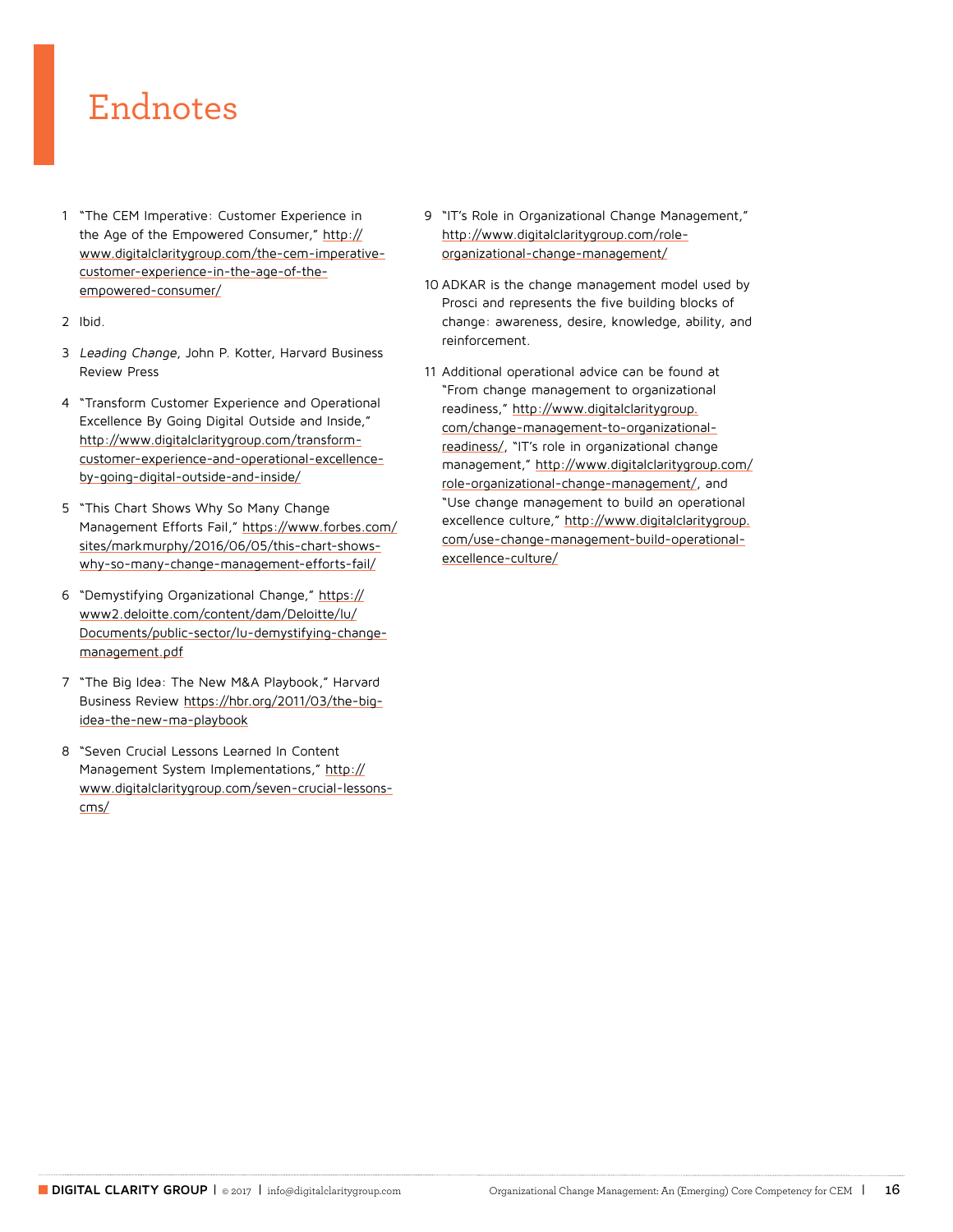# Endnotes

1 "The CEM Imperative: Customer Experience in the Age of the Empowered Consumer," http://www.digitalclaritygroup.com/the-cem-imperative-customer-experience-in-the-age-of-the-empowered-consumer/

2 Ibid.

3 *Leading Change*, John P. Kotter, Harvard Business Review Press

4 "Transform Customer Experience and Operational Excellence By Going Digital Outside and Inside," http://www.digitalclaritygroup.com/transform-customer-experience-and-operational-excellence-by-going-digital-outside-and-inside/

5 "This Chart Shows Why So Many Change Management Efforts Fail," https://www.forbes.com/sites/markmurphy/2016/06/05/this-chart-shows-why-so-many-change-management-efforts-fail/

6 "Demystifying Organizational Change," https://www2.deloitte.com/content/dam/Deloitte/lu/Documents/public-sector/lu-demystifying-change-management.pdf

7 "The Big Idea: The New M&A Playbook," Harvard Business Review https://hbr.org/2011/03/the-big-idea-the-new-ma-playbook

8 "Seven Crucial Lessons Learned In Content Management System Implementations," http://www.digitalclaritygroup.com/seven-crucial-lessons-cms/

9 "IT's Role in Organizational Change Management," http://www.digitalclaritygroup.com/role-organizational-change-management/

10 ADKAR is the change management model used by Prosci and represents the five building blocks of change: awareness, desire, knowledge, ability, and reinforcement.

11 Additional operational advice can be found at "From change management to organizational readiness," http://www.digitalclaritygroup.com/change-management-to-organizational-readiness/, "IT's role in organizational change management," http://www.digitalclaritygroup.com/role-organizational-change-management/, and "Use change management to build an operational excellence culture," http://www.digitalclaritygroup.com/use-change-management-build-operational-excellence-culture/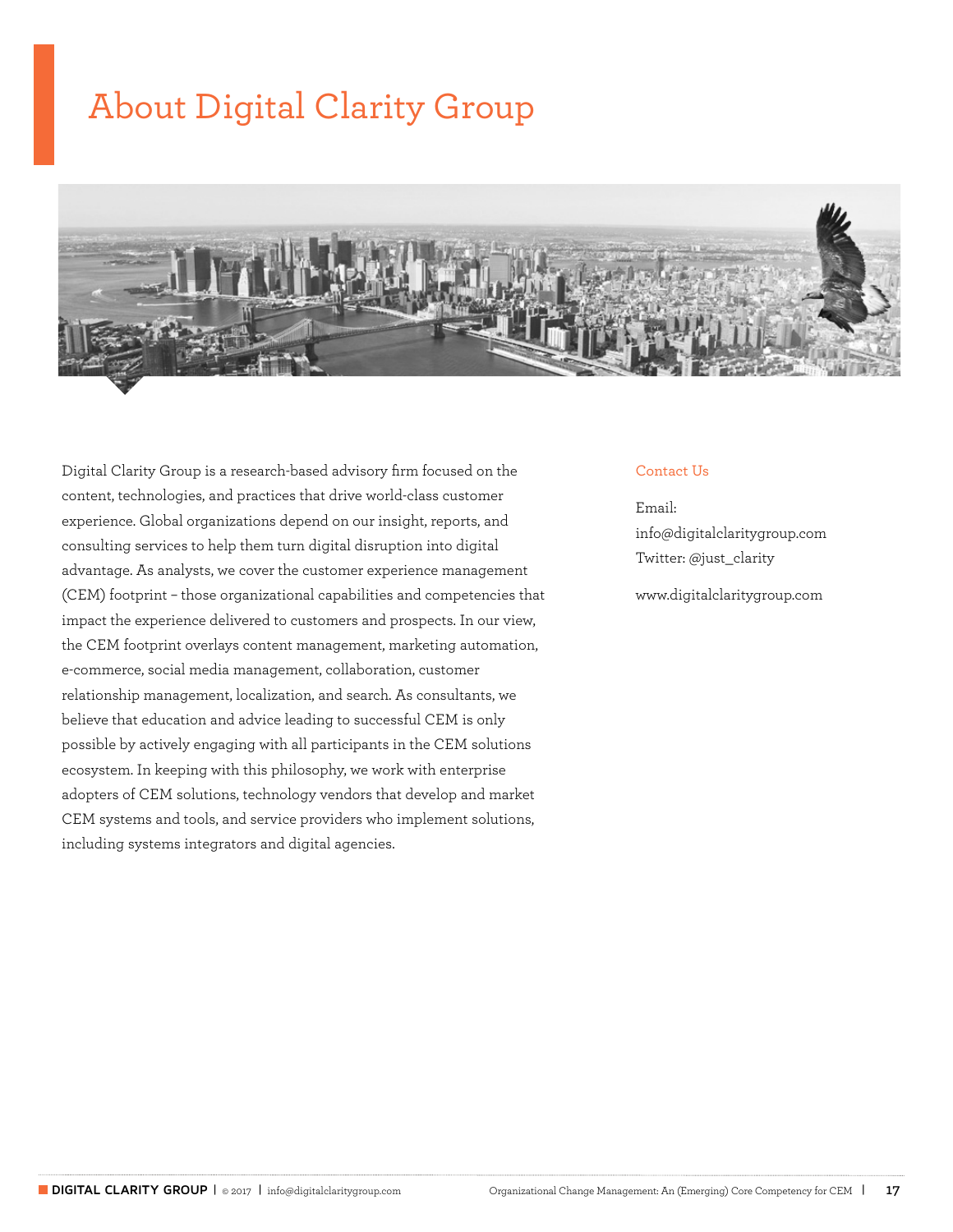# About Digital Clarity Group

Digital Clarity Group is a research-based advisory firm focused on the content, technologies, and practices that drive world-class customer experience. Global organizations depend on our insight, reports, and consulting services to help them turn digital disruption into digital advantage. As analysts, we cover the customer experience management (CEM) footprint – those organizational capabilities and competencies that impact the experience delivered to customers and prospects. In our view, the CEM footprint overlays content management, marketing automation, e-commerce, social media management, collaboration, customer relationship management, localization, and search. As consultants, we believe that education and advice leading to successful CEM is only possible by actively engaging with all participants in the CEM solutions ecosystem. In keeping with this philosophy, we work with enterprise adopters of CEM solutions, technology vendors that develop and market CEM systems and tools, and service providers who implement solutions, including systems integrators and digital agencies.

## Contact Us

Email:
info@digitalclaritygroup.com
Twitter: @just_clarity

www.digitalclaritygroup.com